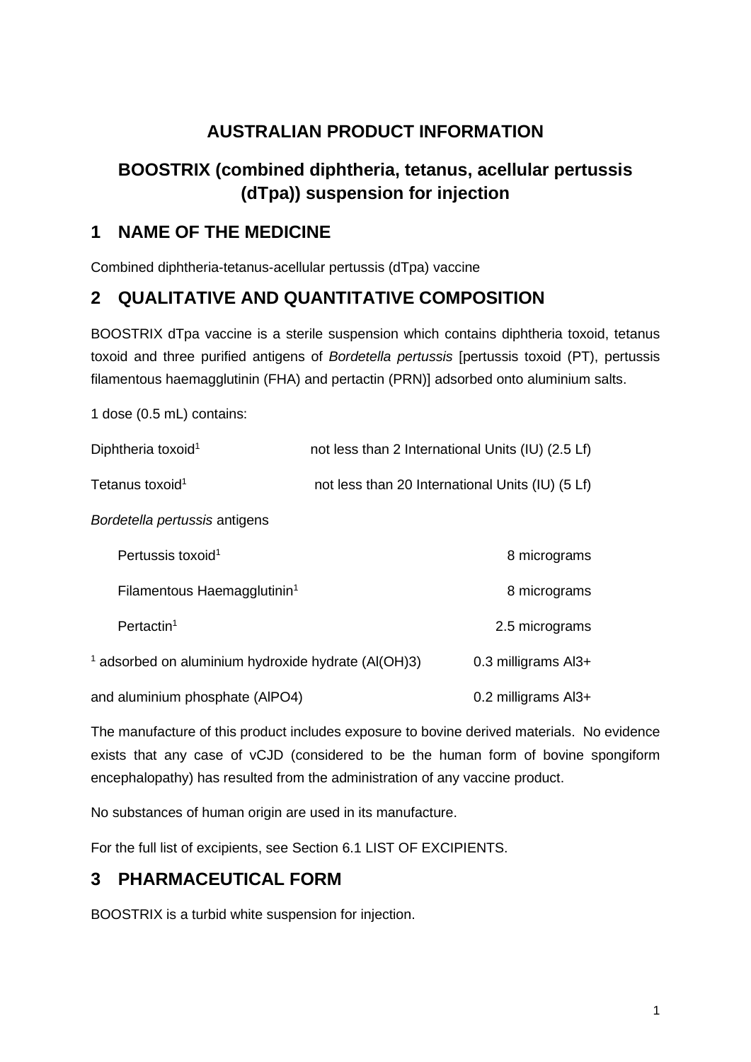# AUSTRALIAN PRODUCT INFORMATION

# BOOSTRIX (combined diphtheria, tetanus, acellular pertussis (dTpa)) suspension for injection

## 1 NAME OF THE MEDICINE

Combined diphtheria-tetanus-acellular pertussis (dTpa) vaccine

## 2 QUALITATIVE AND QUANTITATIVE COMPOSITION

BOOSTRIX dTpa vaccine is a sterile suspension which contains diphtheria toxoid, tetanus toxoid and three purified antigens of *Bordetella pertussis* [pertussis toxoid (PT), pertussis filamentous haemagglutinin (FHA) and pertactin (PRN)] adsorbed onto aluminium salts.

1 dose (0.5 mL) contains:

| | |
|---|---|
| Diphtheria toxoid[1] | not less than 2 International Units (IU) (2.5 Lf) |
| Tetanus toxoid[1] | not less than 20 International Units (IU) (5 Lf) |
| *Bordetella pertussis* antigens | |
| Pertussis toxoid[1] | 8 micrograms |
| Filamentous Haemagglutinin[1] | 8 micrograms |
| Pertactin[1] | 2.5 micrograms |
| [1] adsorbed on aluminium hydroxide hydrate ($Al(OH)_3$) | 0.3 milligrams $Al^{3+}$ |
| and aluminium phosphate ($AlPO_4$) | 0.2 milligrams $Al^{3+}$ |

The manufacture of this product includes exposure to bovine derived materials. No evidence exists that any case of vCJD (considered to be the human form of bovine spongiform encephalopathy) has resulted from the administration of any vaccine product.

No substances of human origin are used in its manufacture.

For the full list of excipients, see Section 6.1 LIST OF EXCIPIENTS.

## 3 PHARMACEUTICAL FORM

BOOSTRIX is a turbid white suspension for injection.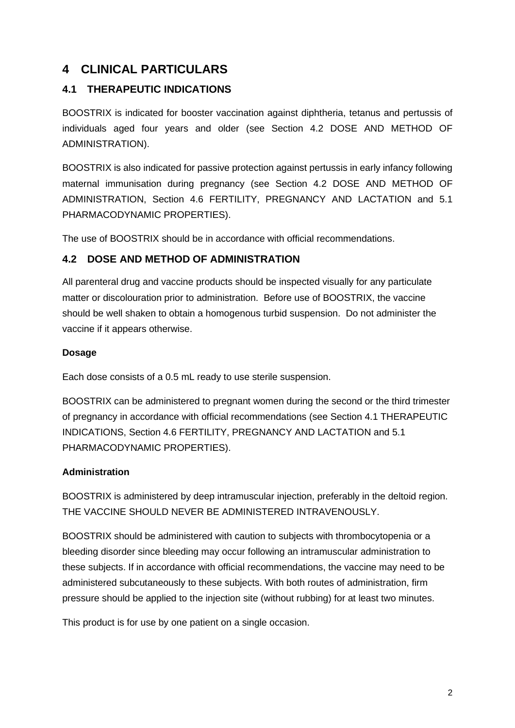# 4 CLINICAL PARTICULARS

## 4.1 THERAPEUTIC INDICATIONS

BOOSTRIX is indicated for booster vaccination against diphtheria, tetanus and pertussis of individuals aged four years and older (see Section 4.2 DOSE AND METHOD OF ADMINISTRATION).

BOOSTRIX is also indicated for passive protection against pertussis in early infancy following maternal immunisation during pregnancy (see Section 4.2 DOSE AND METHOD OF ADMINISTRATION, Section 4.6 FERTILITY, PREGNANCY AND LACTATION and 5.1 PHARMACODYNAMIC PROPERTIES).

The use of BOOSTRIX should be in accordance with official recommendations.

## 4.2 DOSE AND METHOD OF ADMINISTRATION

All parenteral drug and vaccine products should be inspected visually for any particulate matter or discolouration prior to administration. Before use of BOOSTRIX, the vaccine should be well shaken to obtain a homogenous turbid suspension. Do not administer the vaccine if it appears otherwise.

**Dosage**

Each dose consists of a 0.5 mL ready to use sterile suspension.

BOOSTRIX can be administered to pregnant women during the second or the third trimester of pregnancy in accordance with official recommendations (see Section 4.1 THERAPEUTIC INDICATIONS, Section 4.6 FERTILITY, PREGNANCY AND LACTATION and 5.1 PHARMACODYNAMIC PROPERTIES).

**Administration**

BOOSTRIX is administered by deep intramuscular injection, preferably in the deltoid region. THE VACCINE SHOULD NEVER BE ADMINISTERED INTRAVENOUSLY.

BOOSTRIX should be administered with caution to subjects with thrombocytopenia or a bleeding disorder since bleeding may occur following an intramuscular administration to these subjects. If in accordance with official recommendations, the vaccine may need to be administered subcutaneously to these subjects. With both routes of administration, firm pressure should be applied to the injection site (without rubbing) for at least two minutes.

This product is for use by one patient on a single occasion.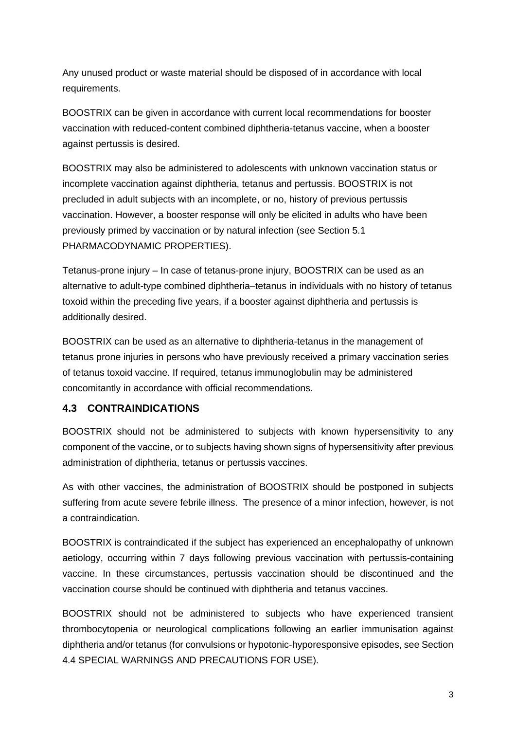Any unused product or waste material should be disposed of in accordance with local requirements.

BOOSTRIX can be given in accordance with current local recommendations for booster vaccination with reduced-content combined diphtheria-tetanus vaccine, when a booster against pertussis is desired.

BOOSTRIX may also be administered to adolescents with unknown vaccination status or incomplete vaccination against diphtheria, tetanus and pertussis. BOOSTRIX is not precluded in adult subjects with an incomplete, or no, history of previous pertussis vaccination. However, a booster response will only be elicited in adults who have been previously primed by vaccination or by natural infection (see Section 5.1 PHARMACODYNAMIC PROPERTIES).

Tetanus-prone injury – In case of tetanus-prone injury, BOOSTRIX can be used as an alternative to adult-type combined diphtheria–tetanus in individuals with no history of tetanus toxoid within the preceding five years, if a booster against diphtheria and pertussis is additionally desired.

BOOSTRIX can be used as an alternative to diphtheria-tetanus in the management of tetanus prone injuries in persons who have previously received a primary vaccination series of tetanus toxoid vaccine. If required, tetanus immunoglobulin may be administered concomitantly in accordance with official recommendations.

## 4.3 CONTRAINDICATIONS

BOOSTRIX should not be administered to subjects with known hypersensitivity to any component of the vaccine, or to subjects having shown signs of hypersensitivity after previous administration of diphtheria, tetanus or pertussis vaccines.

As with other vaccines, the administration of BOOSTRIX should be postponed in subjects suffering from acute severe febrile illness. The presence of a minor infection, however, is not a contraindication.

BOOSTRIX is contraindicated if the subject has experienced an encephalopathy of unknown aetiology, occurring within 7 days following previous vaccination with pertussis-containing vaccine. In these circumstances, pertussis vaccination should be discontinued and the vaccination course should be continued with diphtheria and tetanus vaccines.

BOOSTRIX should not be administered to subjects who have experienced transient thrombocytopenia or neurological complications following an earlier immunisation against diphtheria and/or tetanus (for convulsions or hypotonic-hyporesponsive episodes, see Section 4.4 SPECIAL WARNINGS AND PRECAUTIONS FOR USE).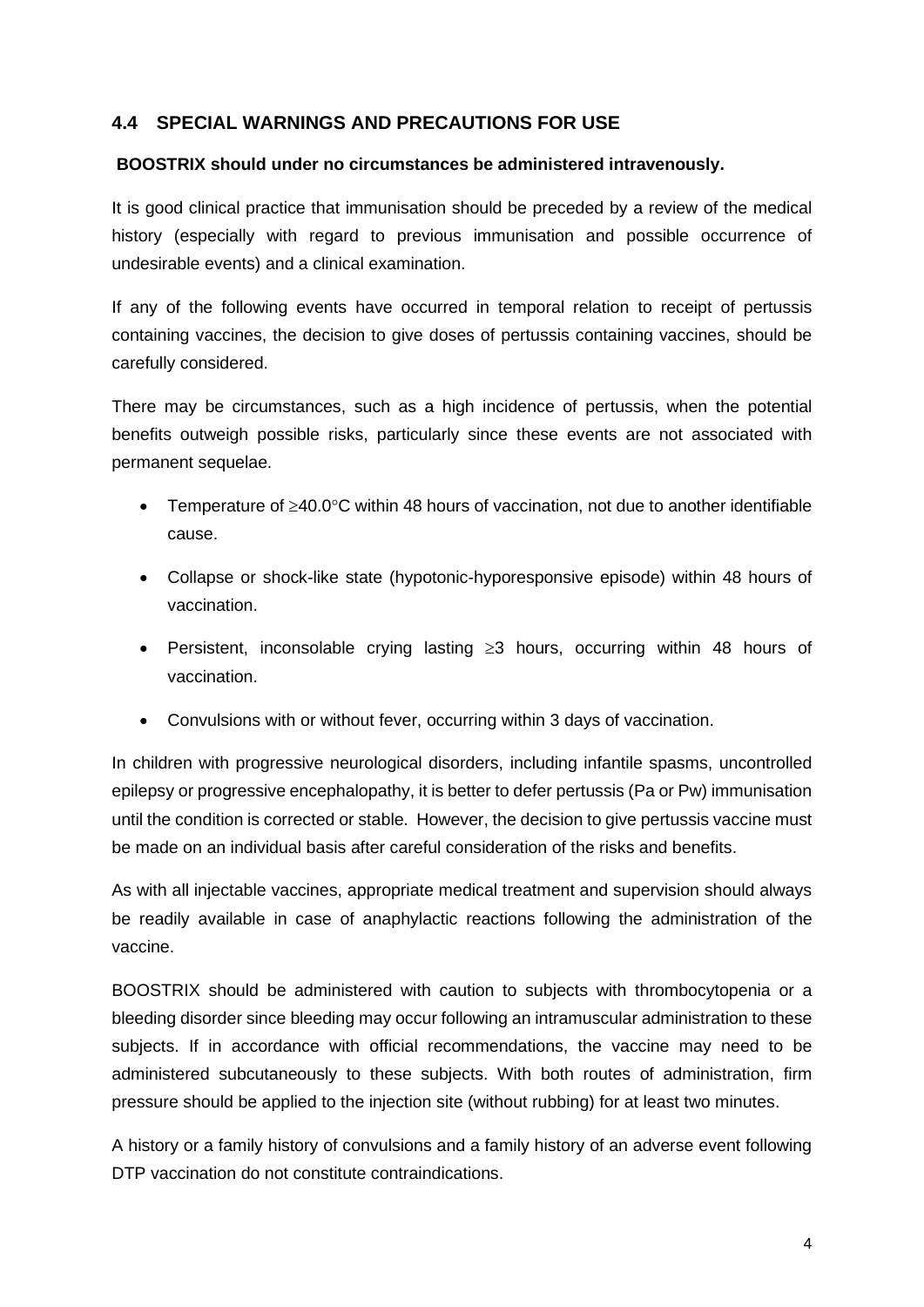## 4.4 SPECIAL WARNINGS AND PRECAUTIONS FOR USE

**BOOSTRIX should under no circumstances be administered intravenously.**

It is good clinical practice that immunisation should be preceded by a review of the medical history (especially with regard to previous immunisation and possible occurrence of undesirable events) and a clinical examination.

If any of the following events have occurred in temporal relation to receipt of pertussis containing vaccines, the decision to give doses of pertussis containing vaccines, should be carefully considered.

There may be circumstances, such as a high incidence of pertussis, when the potential benefits outweigh possible risks, particularly since these events are not associated with permanent sequelae.

- Temperature of $\geq$40.0°C within 48 hours of vaccination, not due to another identifiable cause.
- Collapse or shock-like state (hypotonic-hyporesponsive episode) within 48 hours of vaccination.
- Persistent, inconsolable crying lasting $\geq$3 hours, occurring within 48 hours of vaccination.
- Convulsions with or without fever, occurring within 3 days of vaccination.

In children with progressive neurological disorders, including infantile spasms, uncontrolled epilepsy or progressive encephalopathy, it is better to defer pertussis (Pa or Pw) immunisation until the condition is corrected or stable. However, the decision to give pertussis vaccine must be made on an individual basis after careful consideration of the risks and benefits.

As with all injectable vaccines, appropriate medical treatment and supervision should always be readily available in case of anaphylactic reactions following the administration of the vaccine.

BOOSTRIX should be administered with caution to subjects with thrombocytopenia or a bleeding disorder since bleeding may occur following an intramuscular administration to these subjects. If in accordance with official recommendations, the vaccine may need to be administered subcutaneously to these subjects. With both routes of administration, firm pressure should be applied to the injection site (without rubbing) for at least two minutes.

A history or a family history of convulsions and a family history of an adverse event following DTP vaccination do not constitute contraindications.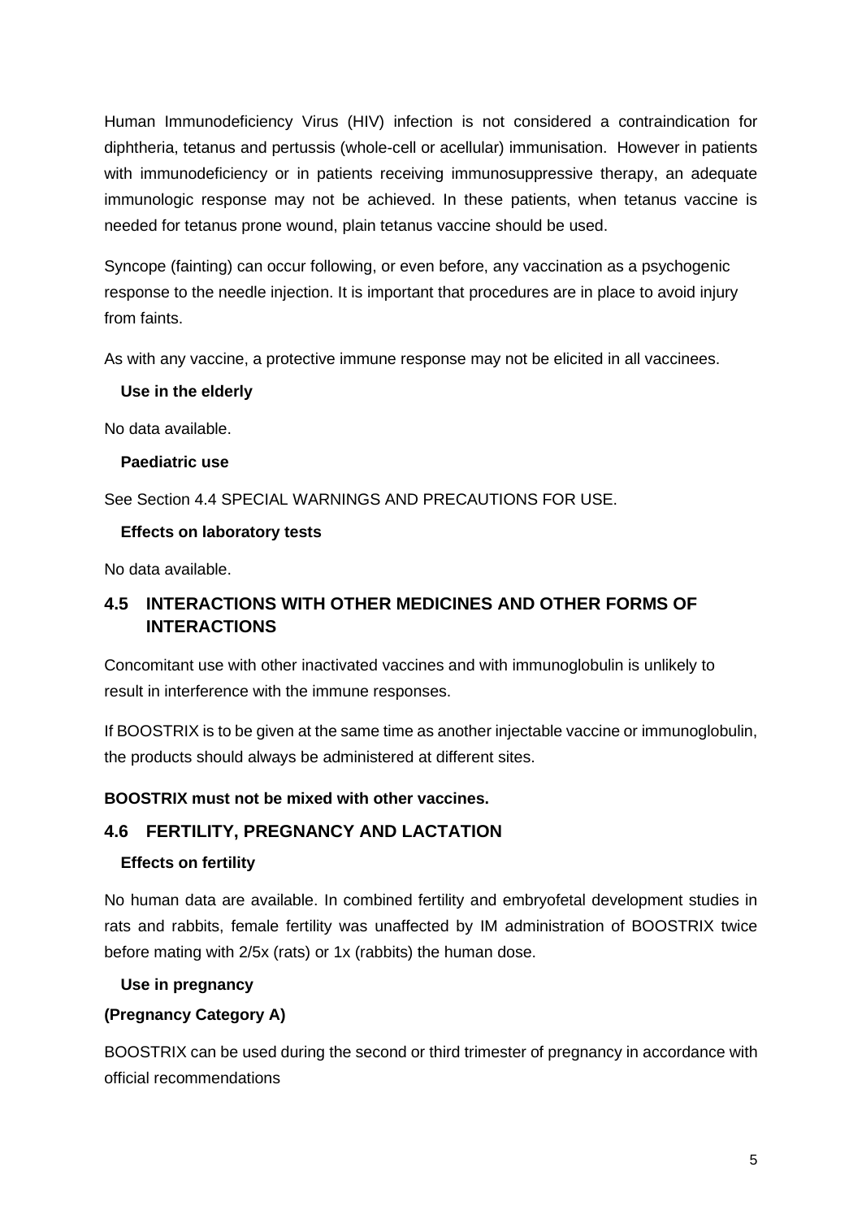Human Immunodeficiency Virus (HIV) infection is not considered a contraindication for diphtheria, tetanus and pertussis (whole-cell or acellular) immunisation. However in patients with immunodeficiency or in patients receiving immunosuppressive therapy, an adequate immunologic response may not be achieved. In these patients, when tetanus vaccine is needed for tetanus prone wound, plain tetanus vaccine should be used.

Syncope (fainting) can occur following, or even before, any vaccination as a psychogenic response to the needle injection. It is important that procedures are in place to avoid injury from faints.

As with any vaccine, a protective immune response may not be elicited in all vaccinees.

### Use in the elderly

No data available.

### Paediatric use

See Section 4.4 SPECIAL WARNINGS AND PRECAUTIONS FOR USE.

### Effects on laboratory tests

No data available.

## 4.5 INTERACTIONS WITH OTHER MEDICINES AND OTHER FORMS OF INTERACTIONS

Concomitant use with other inactivated vaccines and with immunoglobulin is unlikely to result in interference with the immune responses.

If BOOSTRIX is to be given at the same time as another injectable vaccine or immunoglobulin, the products should always be administered at different sites.

**BOOSTRIX must not be mixed with other vaccines.**

## 4.6 FERTILITY, PREGNANCY AND LACTATION

### Effects on fertility

No human data are available. In combined fertility and embryofetal development studies in rats and rabbits, female fertility was unaffected by IM administration of BOOSTRIX twice before mating with 2/5x (rats) or 1x (rabbits) the human dose.

### Use in pregnancy

**(Pregnancy Category A)**

BOOSTRIX can be used during the second or third trimester of pregnancy in accordance with official recommendations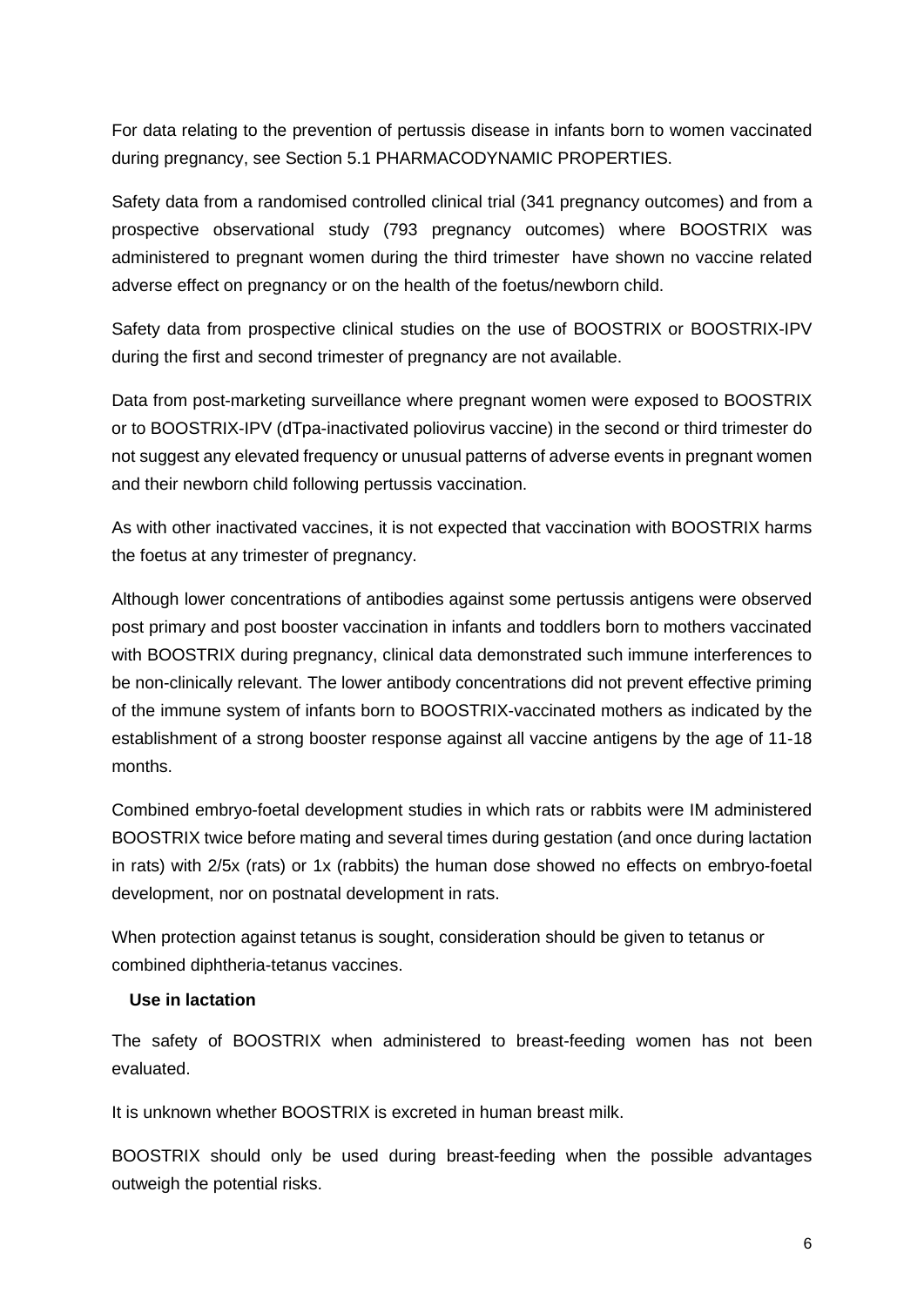For data relating to the prevention of pertussis disease in infants born to women vaccinated during pregnancy, see Section 5.1 PHARMACODYNAMIC PROPERTIES.

Safety data from a randomised controlled clinical trial (341 pregnancy outcomes) and from a prospective observational study (793 pregnancy outcomes) where BOOSTRIX was administered to pregnant women during the third trimester have shown no vaccine related adverse effect on pregnancy or on the health of the foetus/newborn child.

Safety data from prospective clinical studies on the use of BOOSTRIX or BOOSTRIX-IPV during the first and second trimester of pregnancy are not available.

Data from post-marketing surveillance where pregnant women were exposed to BOOSTRIX or to BOOSTRIX-IPV (dTpa-inactivated poliovirus vaccine) in the second or third trimester do not suggest any elevated frequency or unusual patterns of adverse events in pregnant women and their newborn child following pertussis vaccination.

As with other inactivated vaccines, it is not expected that vaccination with BOOSTRIX harms the foetus at any trimester of pregnancy.

Although lower concentrations of antibodies against some pertussis antigens were observed post primary and post booster vaccination in infants and toddlers born to mothers vaccinated with BOOSTRIX during pregnancy, clinical data demonstrated such immune interferences to be non-clinically relevant. The lower antibody concentrations did not prevent effective priming of the immune system of infants born to BOOSTRIX-vaccinated mothers as indicated by the establishment of a strong booster response against all vaccine antigens by the age of 11-18 months.

Combined embryo-foetal development studies in which rats or rabbits were IM administered BOOSTRIX twice before mating and several times during gestation (and once during lactation in rats) with 2/5x (rats) or 1x (rabbits) the human dose showed no effects on embryo-foetal development, nor on postnatal development in rats.

When protection against tetanus is sought, consideration should be given to tetanus or combined diphtheria-tetanus vaccines.

**Use in lactation**

The safety of BOOSTRIX when administered to breast-feeding women has not been evaluated.

It is unknown whether BOOSTRIX is excreted in human breast milk.

BOOSTRIX should only be used during breast-feeding when the possible advantages outweigh the potential risks.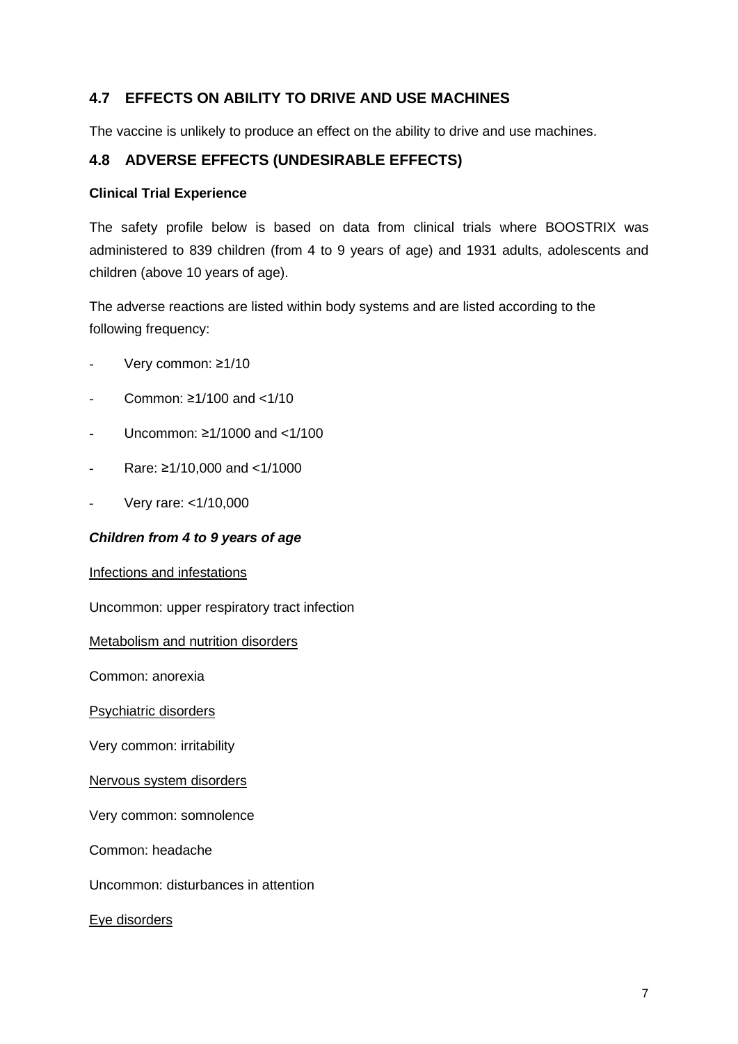## 4.7 EFFECTS ON ABILITY TO DRIVE AND USE MACHINES

The vaccine is unlikely to produce an effect on the ability to drive and use machines.

## 4.8 ADVERSE EFFECTS (UNDESIRABLE EFFECTS)

**Clinical Trial Experience**

The safety profile below is based on data from clinical trials where BOOSTRIX was administered to 839 children (from 4 to 9 years of age) and 1931 adults, adolescents and children (above 10 years of age).

The adverse reactions are listed within body systems and are listed according to the following frequency:

- Very common: ≥1/10
- Common: ≥1/100 and <1/10
- Uncommon: ≥1/1000 and <1/100
- Rare: ≥1/10,000 and <1/1000
- Very rare: <1/10,000

***Children from 4 to 9 years of age***

Infections and infestations

Uncommon: upper respiratory tract infection

Metabolism and nutrition disorders

Common: anorexia

Psychiatric disorders

Very common: irritability

Nervous system disorders

Very common: somnolence

Common: headache

Uncommon: disturbances in attention

Eye disorders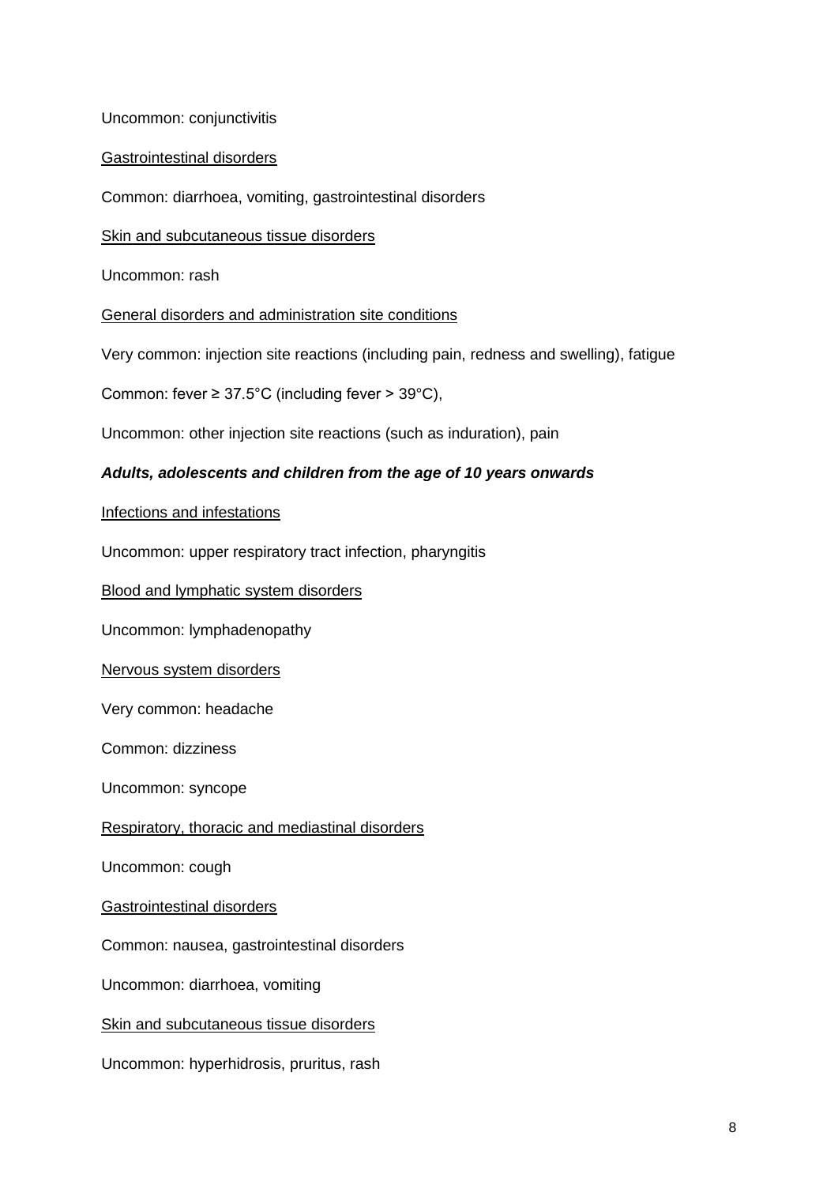Uncommon: conjunctivitis

<u>Gastrointestinal disorders</u>

Common: diarrhoea, vomiting, gastrointestinal disorders

<u>Skin and subcutaneous tissue disorders</u>

Uncommon: rash

<u>General disorders and administration site conditions</u>

Very common: injection site reactions (including pain, redness and swelling), fatigue

Common: fever ≥ 37.5°C (including fever > 39°C),

Uncommon: other injection site reactions (such as induration), pain

***Adults, adolescents and children from the age of 10 years onwards***

<u>Infections and infestations</u>

Uncommon: upper respiratory tract infection, pharyngitis

<u>Blood and lymphatic system disorders</u>

Uncommon: lymphadenopathy

<u>Nervous system disorders</u>

Very common: headache

Common: dizziness

Uncommon: syncope

<u>Respiratory, thoracic and mediastinal disorders</u>

Uncommon: cough

<u>Gastrointestinal disorders</u>

Common: nausea, gastrointestinal disorders

Uncommon: diarrhoea, vomiting

<u>Skin and subcutaneous tissue disorders</u>

Uncommon: hyperhidrosis, pruritus, rash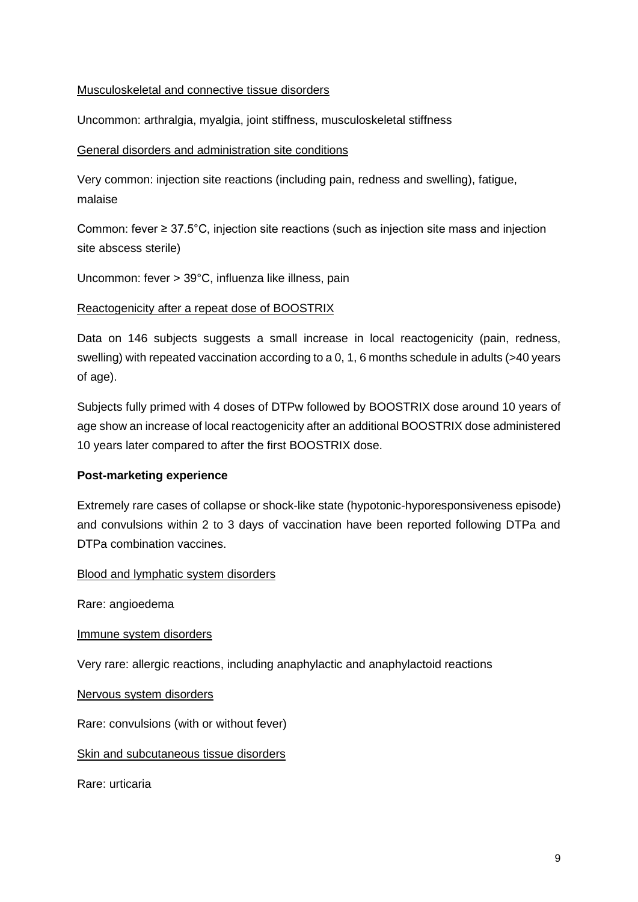Musculoskeletal and connective tissue disorders

Uncommon: arthralgia, myalgia, joint stiffness, musculoskeletal stiffness

General disorders and administration site conditions

Very common: injection site reactions (including pain, redness and swelling), fatigue, malaise

Common: fever ≥ 37.5°C, injection site reactions (such as injection site mass and injection site abscess sterile)

Uncommon: fever > 39°C, influenza like illness, pain

Reactogenicity after a repeat dose of BOOSTRIX

Data on 146 subjects suggests a small increase in local reactogenicity (pain, redness, swelling) with repeated vaccination according to a 0, 1, 6 months schedule in adults (>40 years of age).

Subjects fully primed with 4 doses of DTPw followed by BOOSTRIX dose around 10 years of age show an increase of local reactogenicity after an additional BOOSTRIX dose administered 10 years later compared to after the first BOOSTRIX dose.

**Post-marketing experience**

Extremely rare cases of collapse or shock-like state (hypotonic-hyporesponsiveness episode) and convulsions within 2 to 3 days of vaccination have been reported following DTPa and DTPa combination vaccines.

Blood and lymphatic system disorders

Rare: angioedema

Immune system disorders

Very rare: allergic reactions, including anaphylactic and anaphylactoid reactions

Nervous system disorders

Rare: convulsions (with or without fever)

Skin and subcutaneous tissue disorders

Rare: urticaria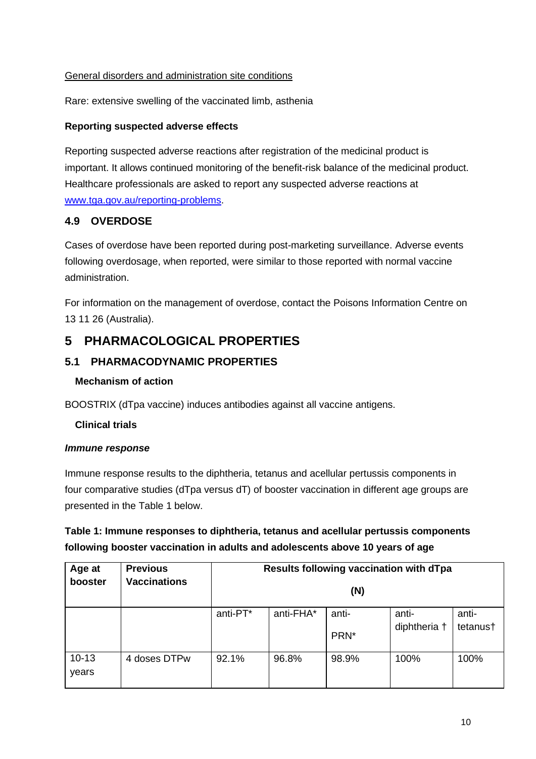General disorders and administration site conditions

Rare: extensive swelling of the vaccinated limb, asthenia

**Reporting suspected adverse effects**

Reporting suspected adverse reactions after registration of the medicinal product is important. It allows continued monitoring of the benefit-risk balance of the medicinal product. Healthcare professionals are asked to report any suspected adverse reactions at www.tga.gov.au/reporting-problems.

## 4.9 OVERDOSE

Cases of overdose have been reported during post-marketing surveillance. Adverse events following overdosage, when reported, were similar to those reported with normal vaccine administration.

For information on the management of overdose, contact the Poisons Information Centre on 13 11 26 (Australia).

# 5 PHARMACOLOGICAL PROPERTIES

## 5.1 PHARMACODYNAMIC PROPERTIES

### Mechanism of action

BOOSTRIX (dTpa vaccine) induces antibodies against all vaccine antigens.

### Clinical trials

***Immune response***

Immune response results to the diphtheria, tetanus and acellular pertussis components in four comparative studies (dTpa versus dT) of booster vaccination in different age groups are presented in the Table 1 below.

**Table 1: Immune responses to diphtheria, tetanus and acellular pertussis components following booster vaccination in adults and adolescents above 10 years of age**

| Age at booster | Previous Vaccinations | Results following vaccination with dTpa (N) | | | | |
|---|---|---|---|---|---|---|
| | | anti-PT* | anti-FHA* | anti-PRN* | anti-diphtheria † | anti-tetanus† |
| 10-13 years | 4 doses DTPw | 92.1% | 96.8% | 98.9% | 100% | 100% |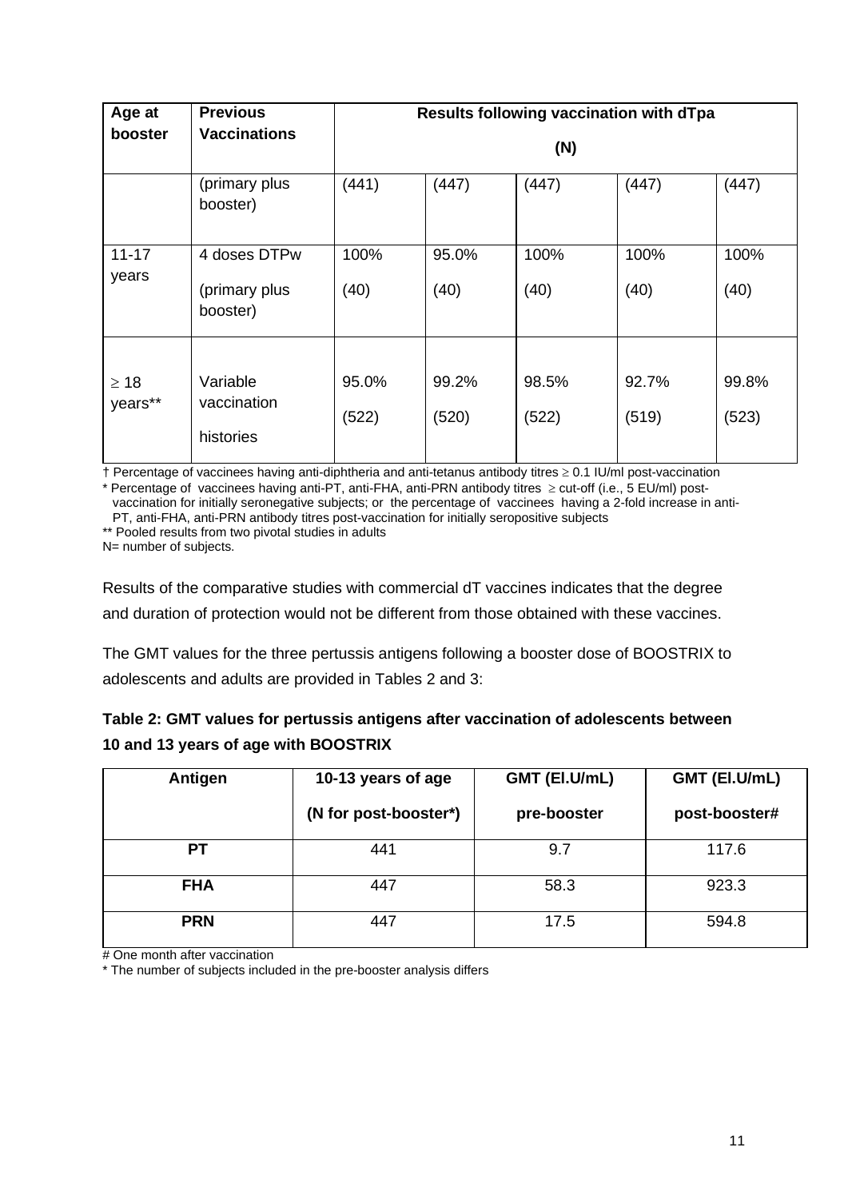| Age at booster | Previous Vaccinations | Results following vaccination with dTpa (N) | | | | |
|---|---|---|---|---|---|---|
| | (primary plus booster) | (441) | (447) | (447) | (447) | (447) |
| 11-17 years | 4 doses DTPw (primary plus booster) | 100% (40) | 95.0% (40) | 100% (40) | 100% (40) | 100% (40) |
| ≥ 18 years** | Variable vaccination histories | 95.0% (522) | 99.2% (520) | 98.5% (522) | 92.7% (519) | 99.8% (523) |

† Percentage of vaccinees having anti-diphtheria and anti-tetanus antibody titres ≥ 0.1 IU/ml post-vaccination

* Percentage of vaccinees having anti-PT, anti-FHA, anti-PRN antibody titres ≥ cut-off (i.e., 5 EU/ml) post-vaccination for initially seronegative subjects; or the percentage of vaccinees having a 2-fold increase in anti-PT, anti-FHA, anti-PRN antibody titres post-vaccination for initially seropositive subjects

** Pooled results from two pivotal studies in adults

N= number of subjects.

Results of the comparative studies with commercial dT vaccines indicates that the degree and duration of protection would not be different from those obtained with these vaccines.

The GMT values for the three pertussis antigens following a booster dose of BOOSTRIX to adolescents and adults are provided in Tables 2 and 3:

**Table 2: GMT values for pertussis antigens after vaccination of adolescents between 10 and 13 years of age with BOOSTRIX**

| Antigen | 10-13 years of age (N for post-booster*) | GMT (El.U/mL) pre-booster | GMT (El.U/mL) post-booster# |
|---|---|---|---|
| **PT** | 441 | 9.7 | 117.6 |
| **FHA** | 447 | 58.3 | 923.3 |
| **PRN** | 447 | 17.5 | 594.8 |

# One month after vaccination

* The number of subjects included in the pre-booster analysis differs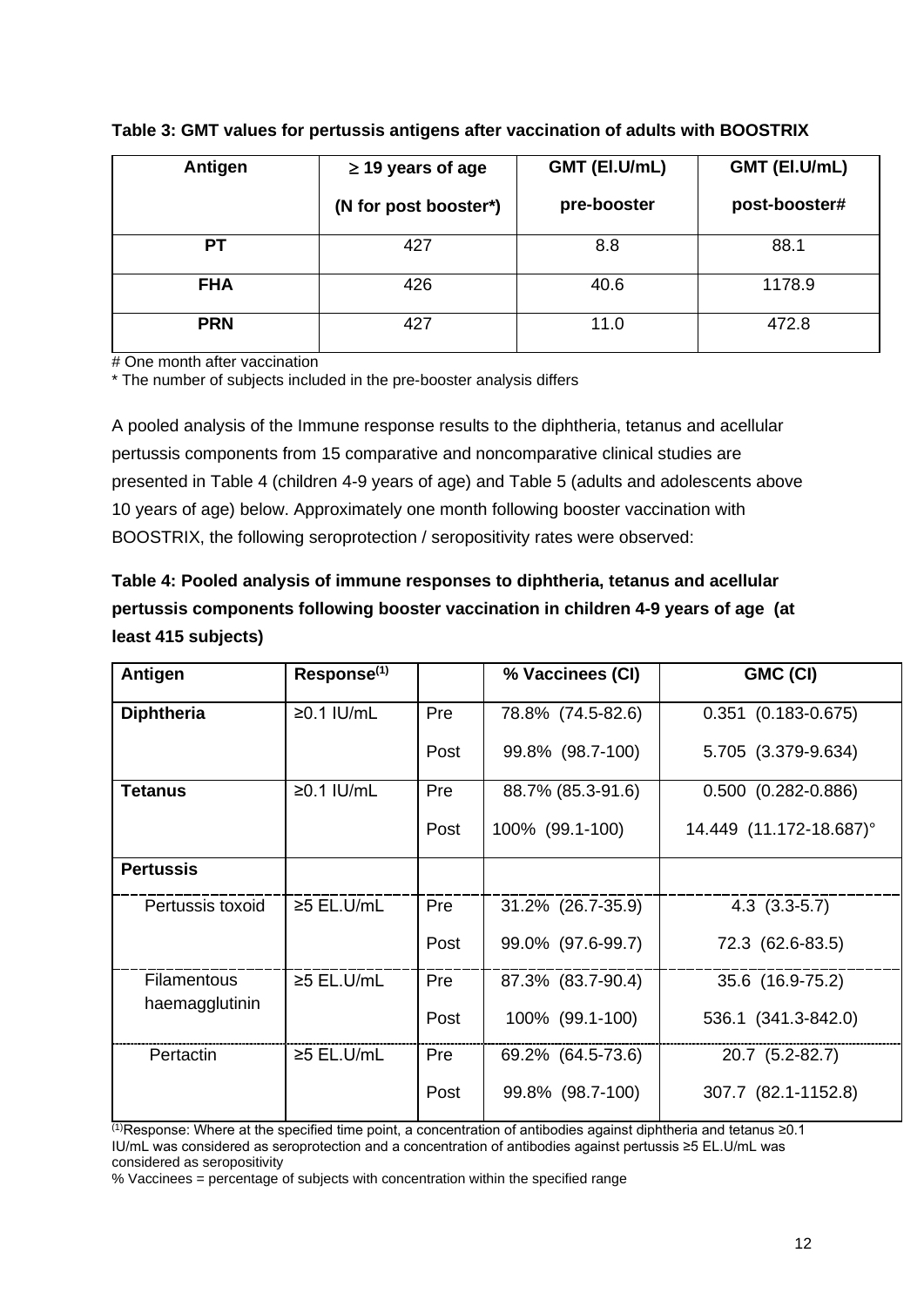**Table 3: GMT values for pertussis antigens after vaccination of adults with BOOSTRIX**

| Antigen | ≥ 19 years of age (N for post booster*) | GMT (El.U/mL) pre-booster | GMT (El.U/mL) post-booster# |
|---|---|---|---|
| **PT** | 427 | 8.8 | 88.1 |
| **FHA** | 426 | 40.6 | 1178.9 |
| **PRN** | 427 | 11.0 | 472.8 |

# One month after vaccination
* The number of subjects included in the pre-booster analysis differs

A pooled analysis of the Immune response results to the diphtheria, tetanus and acellular pertussis components from 15 comparative and noncomparative clinical studies are presented in Table 4 (children 4-9 years of age) and Table 5 (adults and adolescents above 10 years of age) below. Approximately one month following booster vaccination with BOOSTRIX, the following seroprotection / seropositivity rates were observed:

**Table 4: Pooled analysis of immune responses to diphtheria, tetanus and acellular pertussis components following booster vaccination in children 4-9 years of age (at least 415 subjects)**

| Antigen | Response[(1)] | | % Vaccinees (CI) | GMC (CI) |
|---|---|---|---|---|
| **Diphtheria** | ≥0.1 IU/mL | Pre | 78.8% (74.5-82.6) | 0.351 (0.183-0.675) |
| | | Post | 99.8% (98.7-100) | 5.705 (3.379-9.634) |
| **Tetanus** | ≥0.1 IU/mL | Pre | 88.7% (85.3-91.6) | 0.500 (0.282-0.886) |
| | | Post | 100% (99.1-100) | 14.449 (11.172-18.687)° |
| **Pertussis** | | | | |
| Pertussis toxoid | ≥5 EL.U/mL | Pre | 31.2% (26.7-35.9) | 4.3 (3.3-5.7) |
| | | Post | 99.0% (97.6-99.7) | 72.3 (62.6-83.5) |
| Filamentous haemagglutinin | ≥5 EL.U/mL | Pre | 87.3% (83.7-90.4) | 35.6 (16.9-75.2) |
| | | Post | 100% (99.1-100) | 536.1 (341.3-842.0) |
| Pertactin | ≥5 EL.U/mL | Pre | 69.2% (64.5-73.6) | 20.7 (5.2-82.7) |
| | | Post | 99.8% (98.7-100) | 307.7 (82.1-1152.8) |

[(1)]Response: Where at the specified time point, a concentration of antibodies against diphtheria and tetanus ≥0.1 IU/mL was considered as seroprotection and a concentration of antibodies against pertussis ≥5 EL.U/mL was considered as seropositivity

% Vaccinees = percentage of subjects with concentration within the specified range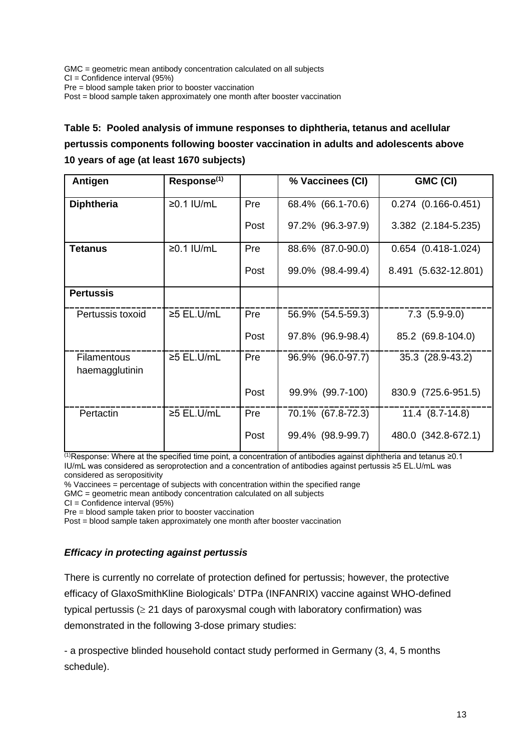GMC = geometric mean antibody concentration calculated on all subjects
CI = Confidence interval (95%)
Pre = blood sample taken prior to booster vaccination
Post = blood sample taken approximately one month after booster vaccination

**Table 5: Pooled analysis of immune responses to diphtheria, tetanus and acellular pertussis components following booster vaccination in adults and adolescents above 10 years of age (at least 1670 subjects)**

| Antigen | Response(1) | | % Vaccinees (CI) | GMC (CI) |
|---|---|---|---|---|
| **Diphtheria** | ≥0.1 IU/mL | Pre | 68.4% (66.1-70.6) | 0.274 (0.166-0.451) |
| | | Post | 97.2% (96.3-97.9) | 3.382 (2.184-5.235) |
| **Tetanus** | ≥0.1 IU/mL | Pre | 88.6% (87.0-90.0) | 0.654 (0.418-1.024) |
| | | Post | 99.0% (98.4-99.4) | 8.491 (5.632-12.801) |
| **Pertussis** | | | | |
| Pertussis toxoid | ≥5 EL.U/mL | Pre | 56.9% (54.5-59.3) | 7.3 (5.9-9.0) |
| | | Post | 97.8% (96.9-98.4) | 85.2 (69.8-104.0) |
| Filamentous haemagglutinin | ≥5 EL.U/mL | Pre | 96.9% (96.0-97.7) | 35.3 (28.9-43.2) |
| | | Post | 99.9% (99.7-100) | 830.9 (725.6-951.5) |
| Pertactin | ≥5 EL.U/mL | Pre | 70.1% (67.8-72.3) | 11.4 (8.7-14.8) |
| | | Post | 99.4% (98.9-99.7) | 480.0 (342.8-672.1) |

(1)Response: Where at the specified time point, a concentration of antibodies against diphtheria and tetanus ≥0.1 IU/mL was considered as seroprotection and a concentration of antibodies against pertussis ≥5 EL.U/mL was considered as seropositivity
% Vaccinees = percentage of subjects with concentration within the specified range
GMC = geometric mean antibody concentration calculated on all subjects
CI = Confidence interval (95%)
Pre = blood sample taken prior to booster vaccination
Post = blood sample taken approximately one month after booster vaccination

### *Efficacy in protecting against pertussis*

There is currently no correlate of protection defined for pertussis; however, the protective efficacy of GlaxoSmithKline Biologicals' DTPa (INFANRIX) vaccine against WHO-defined typical pertussis (≥ 21 days of paroxysmal cough with laboratory confirmation) was demonstrated in the following 3-dose primary studies:

- a prospective blinded household contact study performed in Germany (3, 4, 5 months schedule).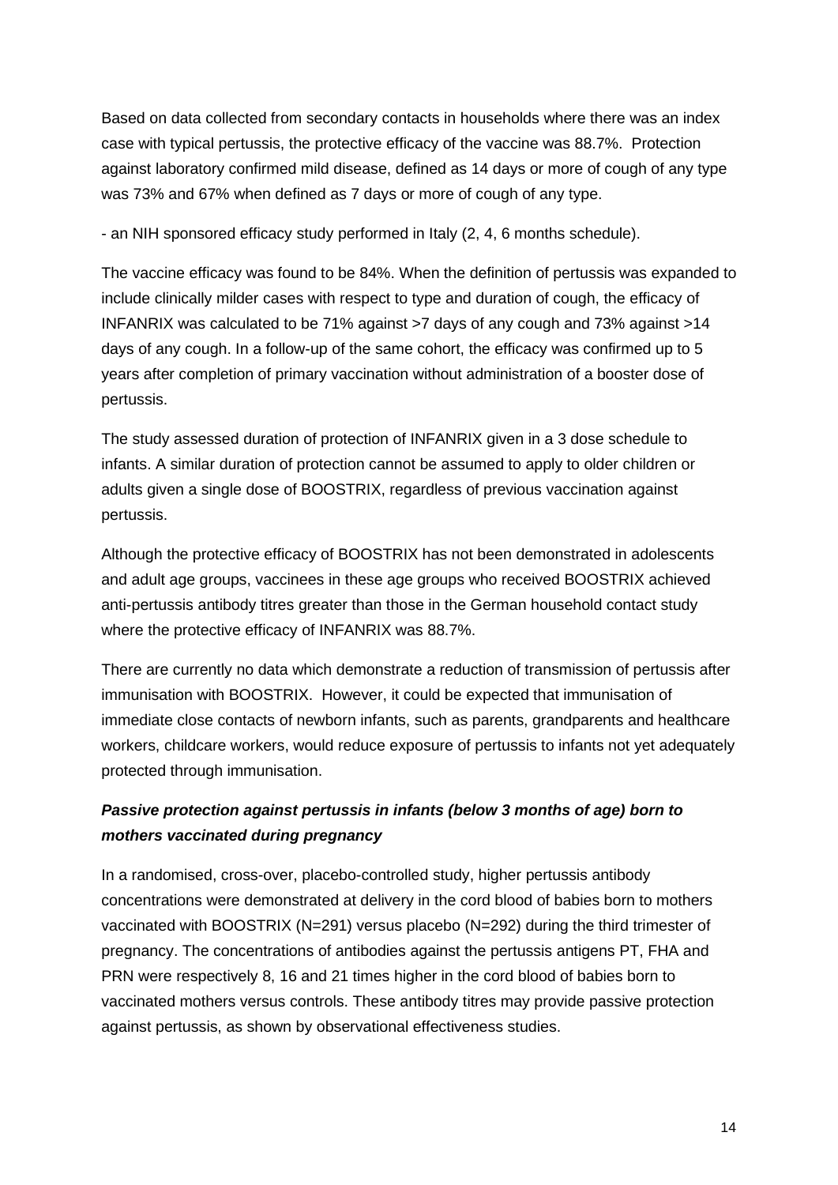Based on data collected from secondary contacts in households where there was an index case with typical pertussis, the protective efficacy of the vaccine was 88.7%. Protection against laboratory confirmed mild disease, defined as 14 days or more of cough of any type was 73% and 67% when defined as 7 days or more of cough of any type.

- an NIH sponsored efficacy study performed in Italy (2, 4, 6 months schedule).

The vaccine efficacy was found to be 84%. When the definition of pertussis was expanded to include clinically milder cases with respect to type and duration of cough, the efficacy of INFANRIX was calculated to be 71% against >7 days of any cough and 73% against >14 days of any cough. In a follow-up of the same cohort, the efficacy was confirmed up to 5 years after completion of primary vaccination without administration of a booster dose of pertussis.

The study assessed duration of protection of INFANRIX given in a 3 dose schedule to infants. A similar duration of protection cannot be assumed to apply to older children or adults given a single dose of BOOSTRIX, regardless of previous vaccination against pertussis.

Although the protective efficacy of BOOSTRIX has not been demonstrated in adolescents and adult age groups, vaccinees in these age groups who received BOOSTRIX achieved anti-pertussis antibody titres greater than those in the German household contact study where the protective efficacy of INFANRIX was 88.7%.

There are currently no data which demonstrate a reduction of transmission of pertussis after immunisation with BOOSTRIX. However, it could be expected that immunisation of immediate close contacts of newborn infants, such as parents, grandparents and healthcare workers, childcare workers, would reduce exposure of pertussis to infants not yet adequately protected through immunisation.

***Passive protection against pertussis in infants (below 3 months of age) born to mothers vaccinated during pregnancy***

In a randomised, cross-over, placebo-controlled study, higher pertussis antibody concentrations were demonstrated at delivery in the cord blood of babies born to mothers vaccinated with BOOSTRIX (N=291) versus placebo (N=292) during the third trimester of pregnancy. The concentrations of antibodies against the pertussis antigens PT, FHA and PRN were respectively 8, 16 and 21 times higher in the cord blood of babies born to vaccinated mothers versus controls. These antibody titres may provide passive protection against pertussis, as shown by observational effectiveness studies.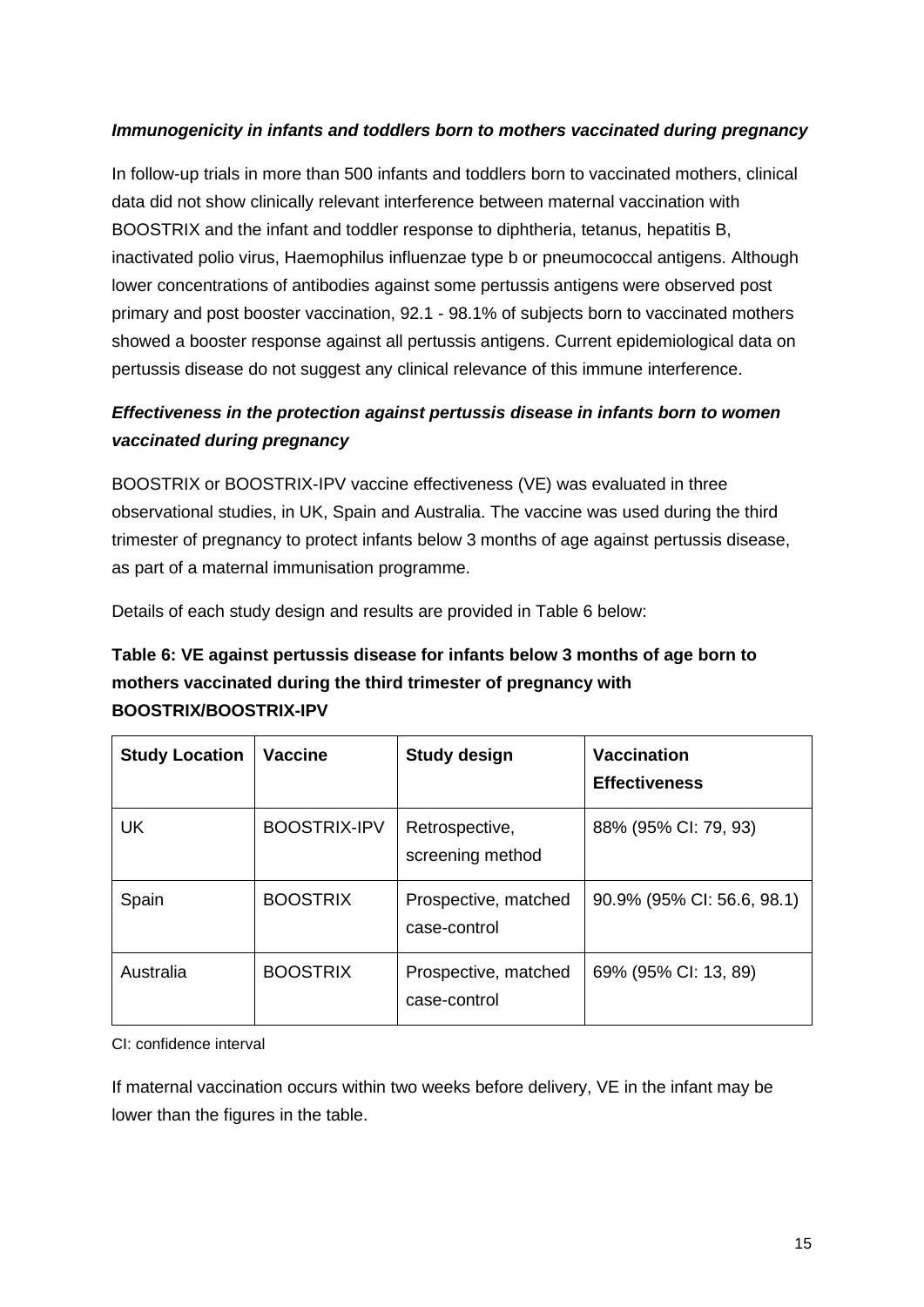***Immunogenicity in infants and toddlers born to mothers vaccinated during pregnancy***

In follow-up trials in more than 500 infants and toddlers born to vaccinated mothers, clinical data did not show clinically relevant interference between maternal vaccination with BOOSTRIX and the infant and toddler response to diphtheria, tetanus, hepatitis B, inactivated polio virus, Haemophilus influenzae type b or pneumococcal antigens. Although lower concentrations of antibodies against some pertussis antigens were observed post primary and post booster vaccination, 92.1 - 98.1% of subjects born to vaccinated mothers showed a booster response against all pertussis antigens. Current epidemiological data on pertussis disease do not suggest any clinical relevance of this immune interference.

***Effectiveness in the protection against pertussis disease in infants born to women vaccinated during pregnancy***

BOOSTRIX or BOOSTRIX-IPV vaccine effectiveness (VE) was evaluated in three observational studies, in UK, Spain and Australia. The vaccine was used during the third trimester of pregnancy to protect infants below 3 months of age against pertussis disease, as part of a maternal immunisation programme.

Details of each study design and results are provided in Table 6 below:

**Table 6: VE against pertussis disease for infants below 3 months of age born to mothers vaccinated during the third trimester of pregnancy with BOOSTRIX/BOOSTRIX-IPV**

| Study Location | Vaccine | Study design | Vaccination Effectiveness |
|---|---|---|---|
| UK | BOOSTRIX-IPV | Retrospective, screening method | 88% (95% CI: 79, 93) |
| Spain | BOOSTRIX | Prospective, matched case-control | 90.9% (95% CI: 56.6, 98.1) |
| Australia | BOOSTRIX | Prospective, matched case-control | 69% (95% CI: 13, 89) |

CI: confidence interval

If maternal vaccination occurs within two weeks before delivery, VE in the infant may be lower than the figures in the table.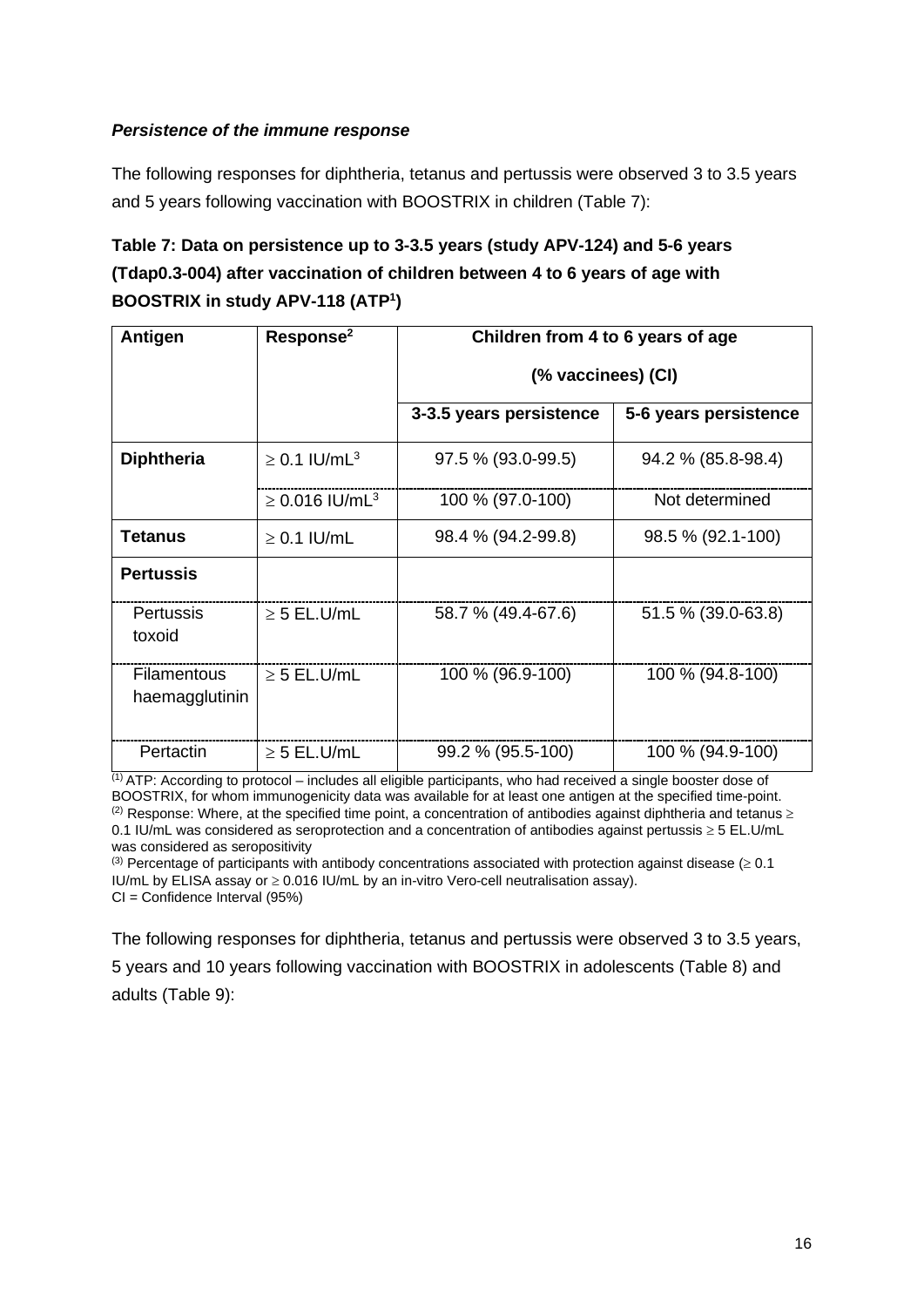***Persistence of the immune response***

The following responses for diphtheria, tetanus and pertussis were observed 3 to 3.5 years and 5 years following vaccination with BOOSTRIX in children (Table 7):

**Table 7: Data on persistence up to 3-3.5 years (study APV-124) and 5-6 years (Tdap0.3-004) after vaccination of children between 4 to 6 years of age with BOOSTRIX in study APV-118 (ATP[1])**

| Antigen | Response[2] | Children from 4 to 6 years of age (% vaccinees) (CI) | |
|---|---|---|---|
| | | 3-3.5 years persistence | 5-6 years persistence |
| **Diphtheria** | ≥ 0.1 IU/mL[3] | 97.5 % (93.0-99.5) | 94.2 % (85.8-98.4) |
| | ≥ 0.016 IU/mL[3] | 100 % (97.0-100) | Not determined |
| **Tetanus** | ≥ 0.1 IU/mL | 98.4 % (94.2-99.8) | 98.5 % (92.1-100) |
| **Pertussis** | | | |
| Pertussis toxoid | ≥ 5 EL.U/mL | 58.7 % (49.4-67.6) | 51.5 % (39.0-63.8) |
| Filamentous haemagglutinin | ≥ 5 EL.U/mL | 100 % (96.9-100) | 100 % (94.8-100) |
| Pertactin | ≥ 5 EL.U/mL | 99.2 % (95.5-100) | 100 % (94.9-100) |

(1) ATP: According to protocol – includes all eligible participants, who had received a single booster dose of BOOSTRIX, for whom immunogenicity data was available for at least one antigen at the specified time-point.
(2) Response: Where, at the specified time point, a concentration of antibodies against diphtheria and tetanus ≥ 0.1 IU/mL was considered as seroprotection and a concentration of antibodies against pertussis ≥ 5 EL.U/mL was considered as seropositivity
(3) Percentage of participants with antibody concentrations associated with protection against disease (≥ 0.1 IU/mL by ELISA assay or ≥ 0.016 IU/mL by an in-vitro Vero-cell neutralisation assay).
CI = Confidence Interval (95%)

The following responses for diphtheria, tetanus and pertussis were observed 3 to 3.5 years, 5 years and 10 years following vaccination with BOOSTRIX in adolescents (Table 8) and adults (Table 9):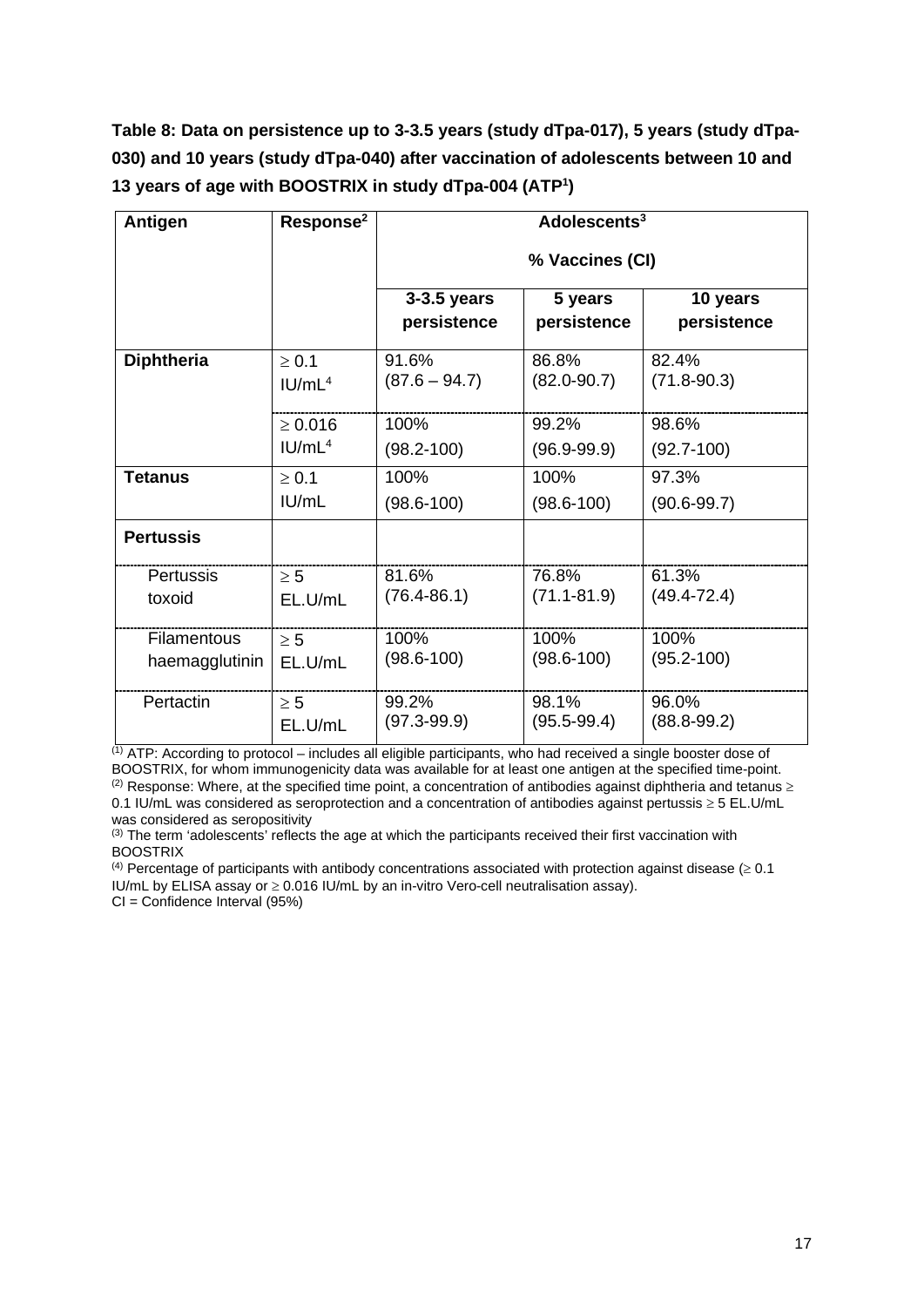**Table 8: Data on persistence up to 3-3.5 years (study dTpa-017), 5 years (study dTpa-030) and 10 years (study dTpa-040) after vaccination of adolescents between 10 and 13 years of age with BOOSTRIX in study dTpa-004 (ATP[1])**

| Antigen | Response[2] | Adolescents[3] % Vaccines (CI) | | |
|---|---|---|---|---|
| | | 3-3.5 years persistence | 5 years persistence | 10 years persistence |
| **Diphtheria** | ≥ 0.1 IU/mL[4] | 91.6% (87.6 – 94.7) | 86.8% (82.0-90.7) | 82.4% (71.8-90.3) |
| | ≥ 0.016 IU/mL[4] | 100% (98.2-100) | 99.2% (96.9-99.9) | 98.6% (92.7-100) |
| **Tetanus** | ≥ 0.1 IU/mL | 100% (98.6-100) | 100% (98.6-100) | 97.3% (90.6-99.7) |
| **Pertussis** | | | | |
| Pertussis toxoid | ≥ 5 EL.U/mL | 81.6% (76.4-86.1) | 76.8% (71.1-81.9) | 61.3% (49.4-72.4) |
| Filamentous haemagglutinin | ≥ 5 EL.U/mL | 100% (98.6-100) | 100% (98.6-100) | 100% (95.2-100) |
| Pertactin | ≥ 5 EL.U/mL | 99.2% (97.3-99.9) | 98.1% (95.5-99.4) | 96.0% (88.8-99.2) |

(1) ATP: According to protocol – includes all eligible participants, who had received a single booster dose of BOOSTRIX, for whom immunogenicity data was available for at least one antigen at the specified time-point.
(2) Response: Where, at the specified time point, a concentration of antibodies against diphtheria and tetanus ≥ 0.1 IU/mL was considered as seroprotection and a concentration of antibodies against pertussis ≥ 5 EL.U/mL was considered as seropositivity
(3) The term 'adolescents' reflects the age at which the participants received their first vaccination with BOOSTRIX
(4) Percentage of participants with antibody concentrations associated with protection against disease (≥ 0.1 IU/mL by ELISA assay or ≥ 0.016 IU/mL by an in-vitro Vero-cell neutralisation assay).
CI = Confidence Interval (95%)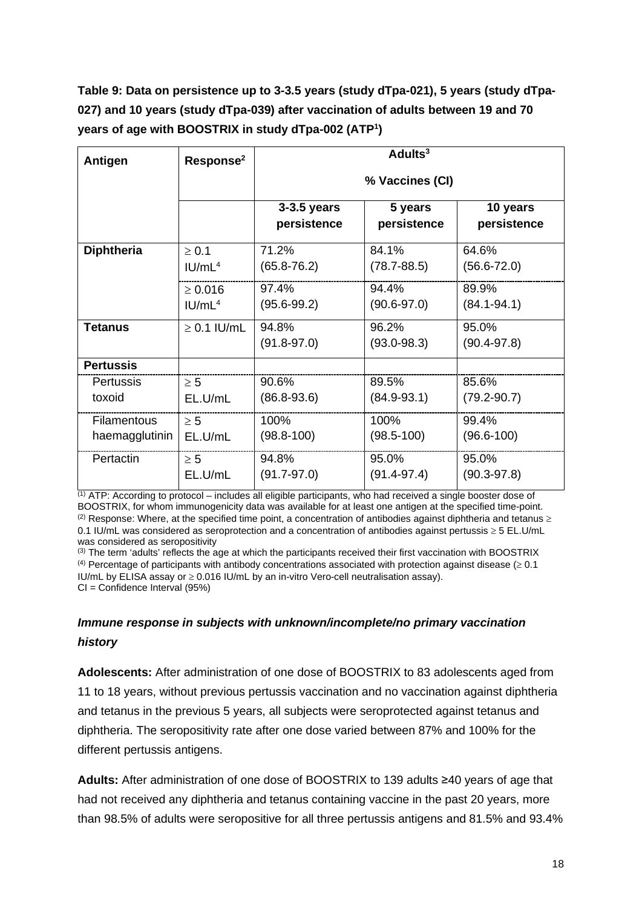**Table 9: Data on persistence up to 3-3.5 years (study dTpa-021), 5 years (study dTpa-027) and 10 years (study dTpa-039) after vaccination of adults between 19 and 70 years of age with BOOSTRIX in study dTpa-002 (ATP[1])**

| Antigen | Response[2] | Adults[3] % Vaccines (CI) | | |
|---|---|---|---|---|
| | | 3-3.5 years persistence | 5 years persistence | 10 years persistence |
| **Diphtheria** | ≥ 0.1 IU/mL[4] | 71.2% (65.8-76.2) | 84.1% (78.7-88.5) | 64.6% (56.6-72.0) |
| | ≥ 0.016 IU/mL[4] | 97.4% (95.6-99.2) | 94.4% (90.6-97.0) | 89.9% (84.1-94.1) |
| **Tetanus** | ≥ 0.1 IU/mL | 94.8% (91.8-97.0) | 96.2% (93.0-98.3) | 95.0% (90.4-97.8) |
| **Pertussis** | | | | |
| Pertussis toxoid | ≥ 5 EL.U/mL | 90.6% (86.8-93.6) | 89.5% (84.9-93.1) | 85.6% (79.2-90.7) |
| Filamentous haemagglutinin | ≥ 5 EL.U/mL | 100% (98.8-100) | 100% (98.5-100) | 99.4% (96.6-100) |
| Pertactin | ≥ 5 EL.U/mL | 94.8% (91.7-97.0) | 95.0% (91.4-97.4) | 95.0% (90.3-97.8) |

(1) ATP: According to protocol – includes all eligible participants, who had received a single booster dose of BOOSTRIX, for whom immunogenicity data was available for at least one antigen at the specified time-point.
(2) Response: Where, at the specified time point, a concentration of antibodies against diphtheria and tetanus ≥ 0.1 IU/mL was considered as seroprotection and a concentration of antibodies against pertussis ≥ 5 EL.U/mL was considered as seropositivity
(3) The term 'adults' reflects the age at which the participants received their first vaccination with BOOSTRIX
(4) Percentage of participants with antibody concentrations associated with protection against disease (≥ 0.1 IU/mL by ELISA assay or ≥ 0.016 IU/mL by an in-vitro Vero-cell neutralisation assay).
CI = Confidence Interval (95%)

***Immune response in subjects with unknown/incomplete/no primary vaccination history***

**Adolescents:** After administration of one dose of BOOSTRIX to 83 adolescents aged from 11 to 18 years, without previous pertussis vaccination and no vaccination against diphtheria and tetanus in the previous 5 years, all subjects were seroprotected against tetanus and diphtheria. The seropositivity rate after one dose varied between 87% and 100% for the different pertussis antigens.

**Adults:** After administration of one dose of BOOSTRIX to 139 adults ≥40 years of age that had not received any diphtheria and tetanus containing vaccine in the past 20 years, more than 98.5% of adults were seropositive for all three pertussis antigens and 81.5% and 93.4%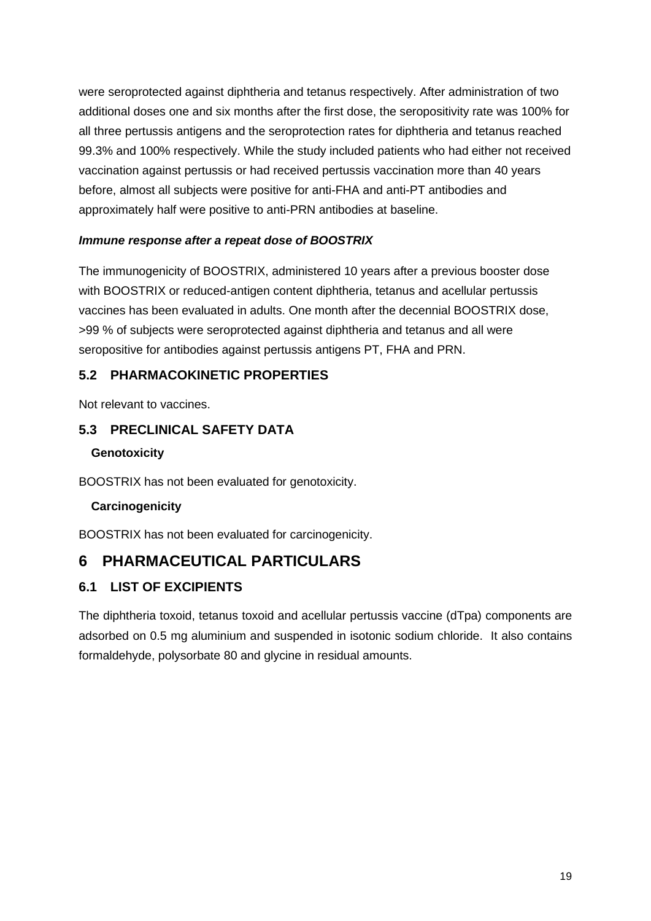were seroprotected against diphtheria and tetanus respectively. After administration of two additional doses one and six months after the first dose, the seropositivity rate was 100% for all three pertussis antigens and the seroprotection rates for diphtheria and tetanus reached 99.3% and 100% respectively. While the study included patients who had either not received vaccination against pertussis or had received pertussis vaccination more than 40 years before, almost all subjects were positive for anti-FHA and anti-PT antibodies and approximately half were positive to anti-PRN antibodies at baseline.

***Immune response after a repeat dose of BOOSTRIX***

The immunogenicity of BOOSTRIX, administered 10 years after a previous booster dose with BOOSTRIX or reduced-antigen content diphtheria, tetanus and acellular pertussis vaccines has been evaluated in adults. One month after the decennial BOOSTRIX dose, >99 % of subjects were seroprotected against diphtheria and tetanus and all were seropositive for antibodies against pertussis antigens PT, FHA and PRN.

## 5.2 PHARMACOKINETIC PROPERTIES

Not relevant to vaccines.

## 5.3 PRECLINICAL SAFETY DATA

**Genotoxicity**

BOOSTRIX has not been evaluated for genotoxicity.

**Carcinogenicity**

BOOSTRIX has not been evaluated for carcinogenicity.

# 6 PHARMACEUTICAL PARTICULARS

## 6.1 LIST OF EXCIPIENTS

The diphtheria toxoid, tetanus toxoid and acellular pertussis vaccine (dTpa) components are adsorbed on 0.5 mg aluminium and suspended in isotonic sodium chloride. It also contains formaldehyde, polysorbate 80 and glycine in residual amounts.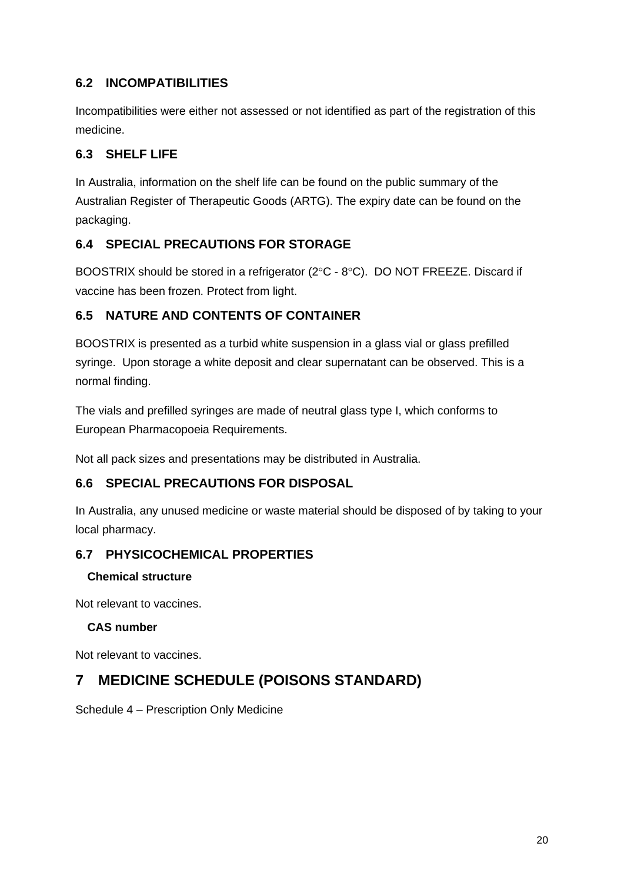## 6.2 INCOMPATIBILITIES

Incompatibilities were either not assessed or not identified as part of the registration of this medicine.

## 6.3 SHELF LIFE

In Australia, information on the shelf life can be found on the public summary of the Australian Register of Therapeutic Goods (ARTG). The expiry date can be found on the packaging.

## 6.4 SPECIAL PRECAUTIONS FOR STORAGE

BOOSTRIX should be stored in a refrigerator (2°C - 8°C). DO NOT FREEZE. Discard if vaccine has been frozen. Protect from light.

## 6.5 NATURE AND CONTENTS OF CONTAINER

BOOSTRIX is presented as a turbid white suspension in a glass vial or glass prefilled syringe. Upon storage a white deposit and clear supernatant can be observed. This is a normal finding.

The vials and prefilled syringes are made of neutral glass type I, which conforms to European Pharmacopoeia Requirements.

Not all pack sizes and presentations may be distributed in Australia.

## 6.6 SPECIAL PRECAUTIONS FOR DISPOSAL

In Australia, any unused medicine or waste material should be disposed of by taking to your local pharmacy.

## 6.7 PHYSICOCHEMICAL PROPERTIES

**Chemical structure**

Not relevant to vaccines.

**CAS number**

Not relevant to vaccines.

# 7 MEDICINE SCHEDULE (POISONS STANDARD)

Schedule 4 – Prescription Only Medicine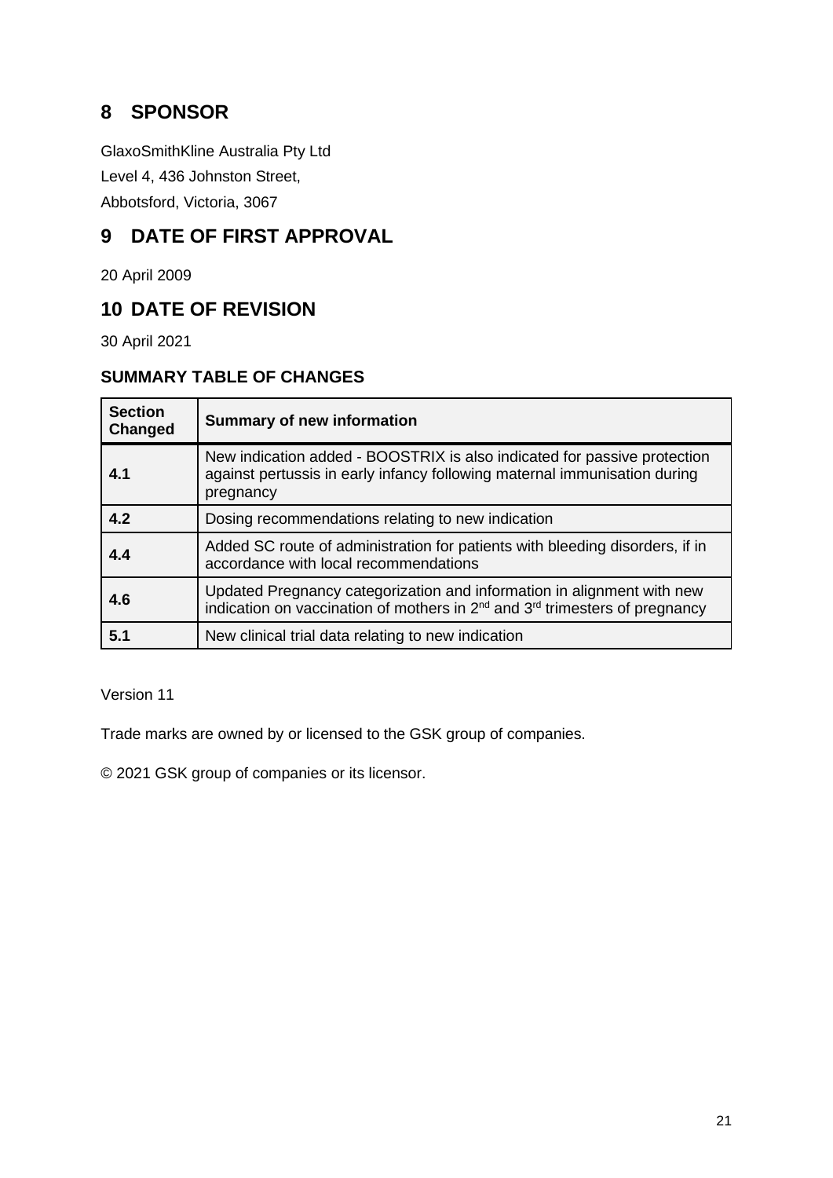# 8 SPONSOR

GlaxoSmithKline Australia Pty Ltd

Level 4, 436 Johnston Street,

Abbotsford, Victoria, 3067

# 9 DATE OF FIRST APPROVAL

20 April 2009

# 10 DATE OF REVISION

30 April 2021

### SUMMARY TABLE OF CHANGES

| Section Changed | Summary of new information |
|---|---|
| **4.1** | New indication added - BOOSTRIX is also indicated for passive protection against pertussis in early infancy following maternal immunisation during pregnancy |
| **4.2** | Dosing recommendations relating to new indication |
| **4.4** | Added SC route of administration for patients with bleeding disorders, if in accordance with local recommendations |
| **4.6** | Updated Pregnancy categorization and information in alignment with new indication on vaccination of mothers in 2nd and 3rd trimesters of pregnancy |
| **5.1** | New clinical trial data relating to new indication |

Version 11

Trade marks are owned by or licensed to the GSK group of companies.

© 2021 GSK group of companies or its licensor.